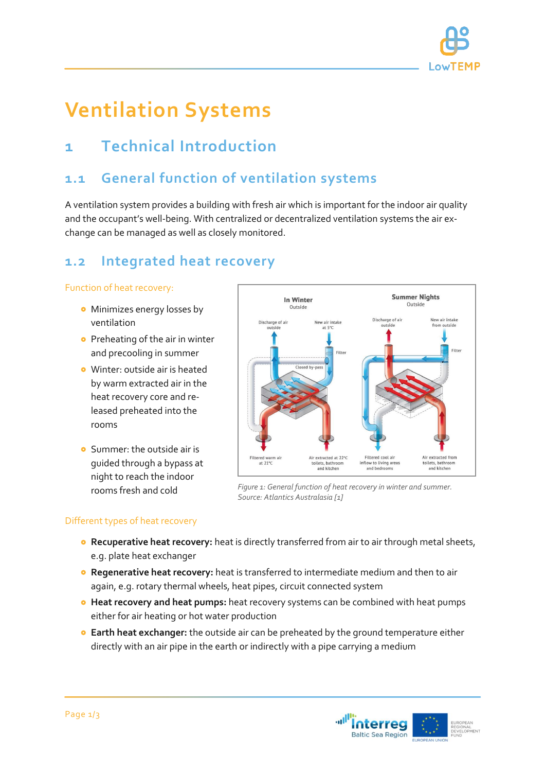# Ventilation Systems

## 1 Technical Introduction

### 1.1 General function of ventilation systems

A ventilation system provides a building with fresh air which is important for the indoor air quality and the occupant's well-being. With centralized or decentralized ventilation systems the air exchange can be managed as well as closely monitored.

### 1.2 Integrated heat recovery

Function of heat recovery:

- Minimizes energy losses by ventilation
- Preheating of the air in winter and precooling in summer
- Winter: outside air is heated by warm extracted air in the heat recovery core and released preheated into the rooms
- Summer: the outside air is guided through a bypass at night to reach the indoor rooms fresh and cold

*Figure 1: General function of heat recovery in winter and summer. Source: Atlantics Australasia [1]*

Different types of heat recovery

- **Recuperative heat recovery:** heat is directly transferred from air to air through metal sheets, e.g. plate heat exchanger
- **Regenerative heat recovery:** heat is transferred to intermediate medium and then to air again, e.g. rotary thermal wheels, heat pipes, circuit connected system
- **Heat recovery and heat pumps:** heat recovery systems can be combined with heat pumps either for air heating or hot water production
- **Earth heat exchanger:** the outside air can be preheated by the ground temperature either directly with an air pipe in the earth or indirectly with a pipe carrying a medium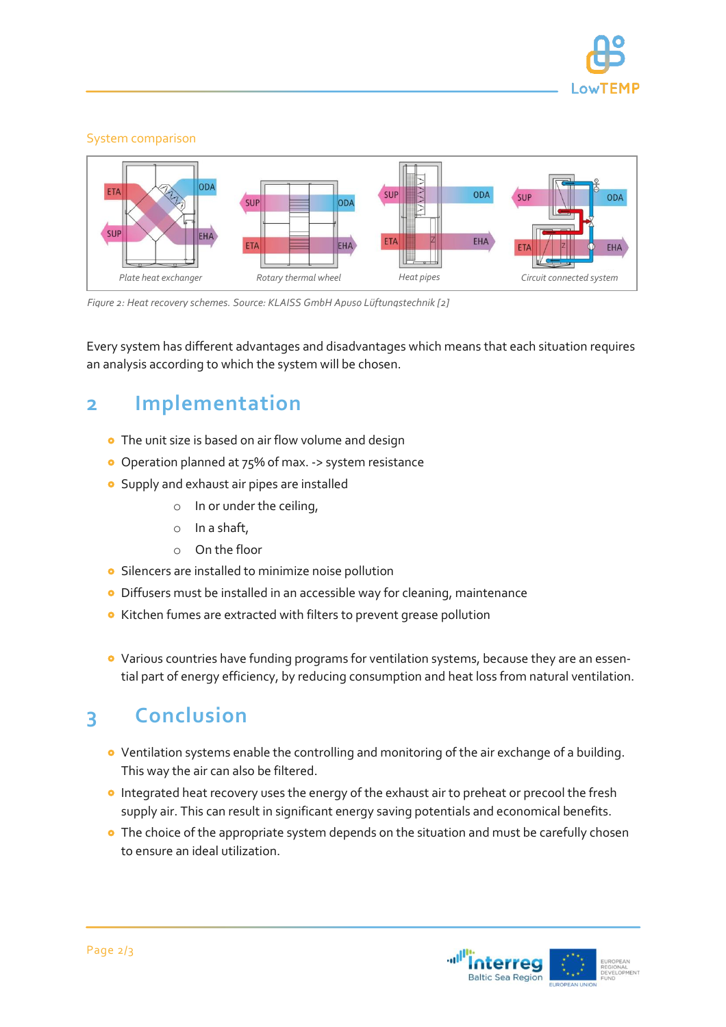System comparison

Figure 2: Heat recovery schemes. Source: KLAISS GmbH Apuso Lüftungstechnik [2]

Every system has different advantages and disadvantages which means that each situation requires an analysis according to which the system will be chosen.

## 2 Implementation

- The unit size is based on air flow volume and design
- Operation planned at 75% of max. -> system resistance
- Supply and exhaust air pipes are installed
    - In or under the ceiling,
    - In a shaft,
    - On the floor
- Silencers are installed to minimize noise pollution
- Diffusers must be installed in an accessible way for cleaning, maintenance
- Kitchen fumes are extracted with filters to prevent grease pollution

- Various countries have funding programs for ventilation systems, because they are an essential part of energy efficiency, by reducing consumption and heat loss from natural ventilation.

## 3 Conclusion

- Ventilation systems enable the controlling and monitoring of the air exchange of a building. This way the air can also be filtered.
- Integrated heat recovery uses the energy of the exhaust air to preheat or precool the fresh supply air. This can result in significant energy saving potentials and economical benefits.
- The choice of the appropriate system depends on the situation and must be carefully chosen to ensure an ideal utilization.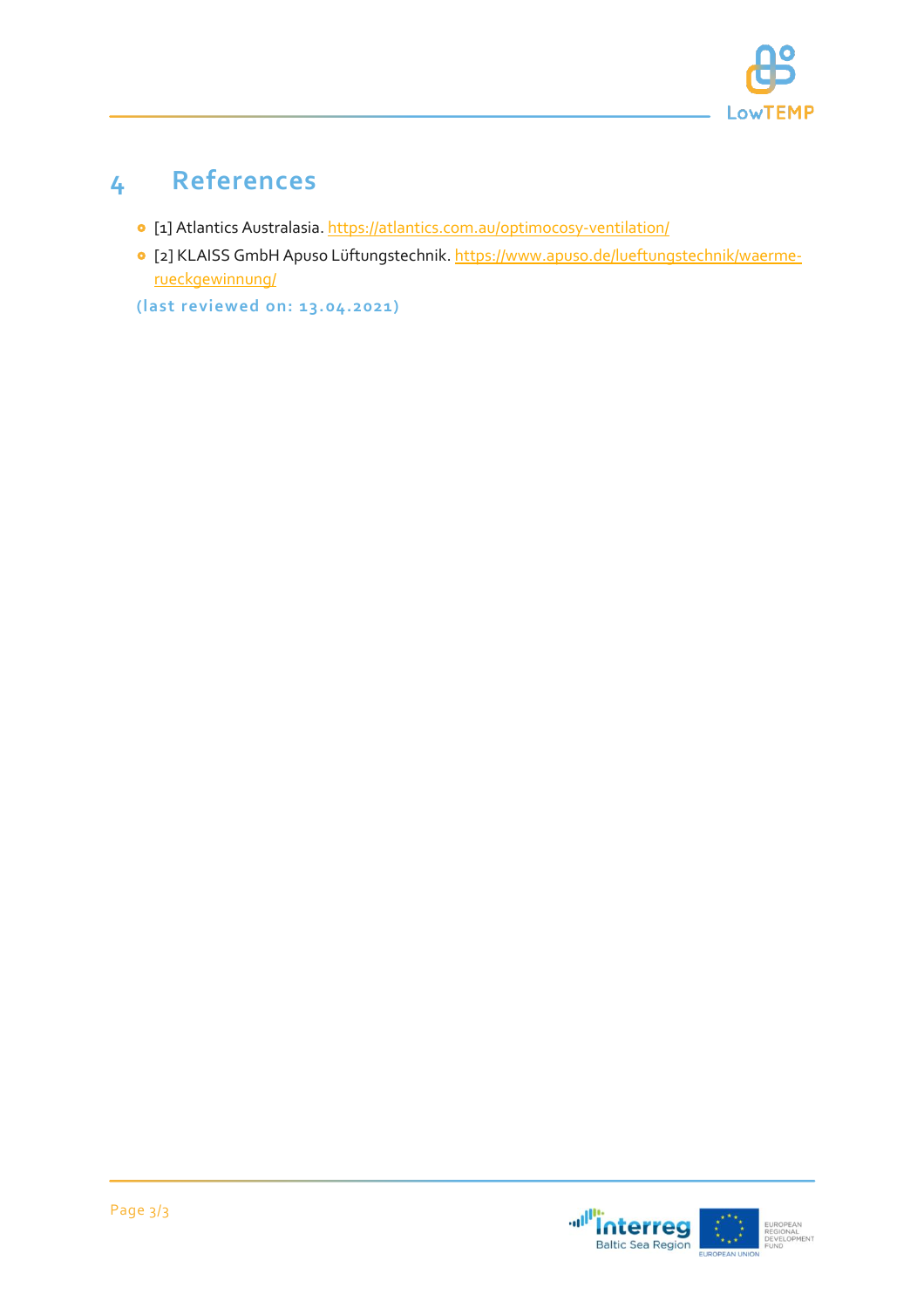# 4 References

- [1] Atlantics Australasia. https://atlantics.com.au/optimocosy-ventilation/
- [2] KLAISS GmbH Apuso Lüftungstechnik. https://www.apuso.de/lueftungstechnik/waerme-rueckgewinnung/

**(last reviewed on: 13.04.2021)**